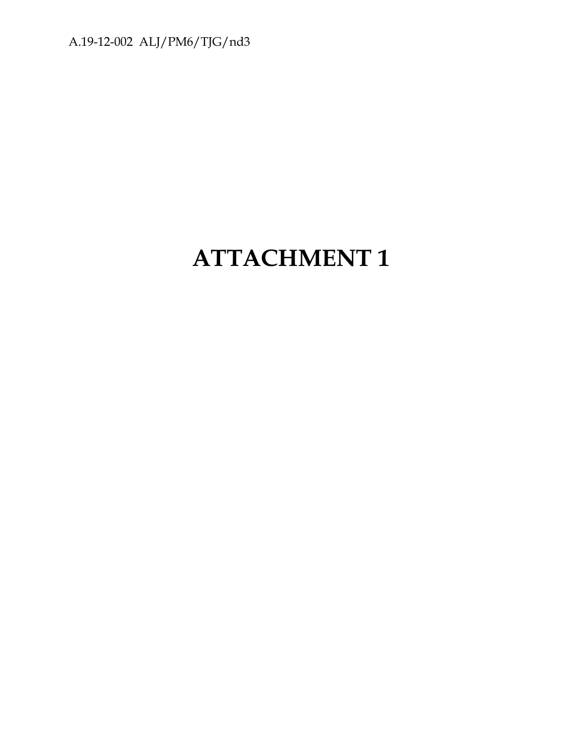# ATTACHMENT 1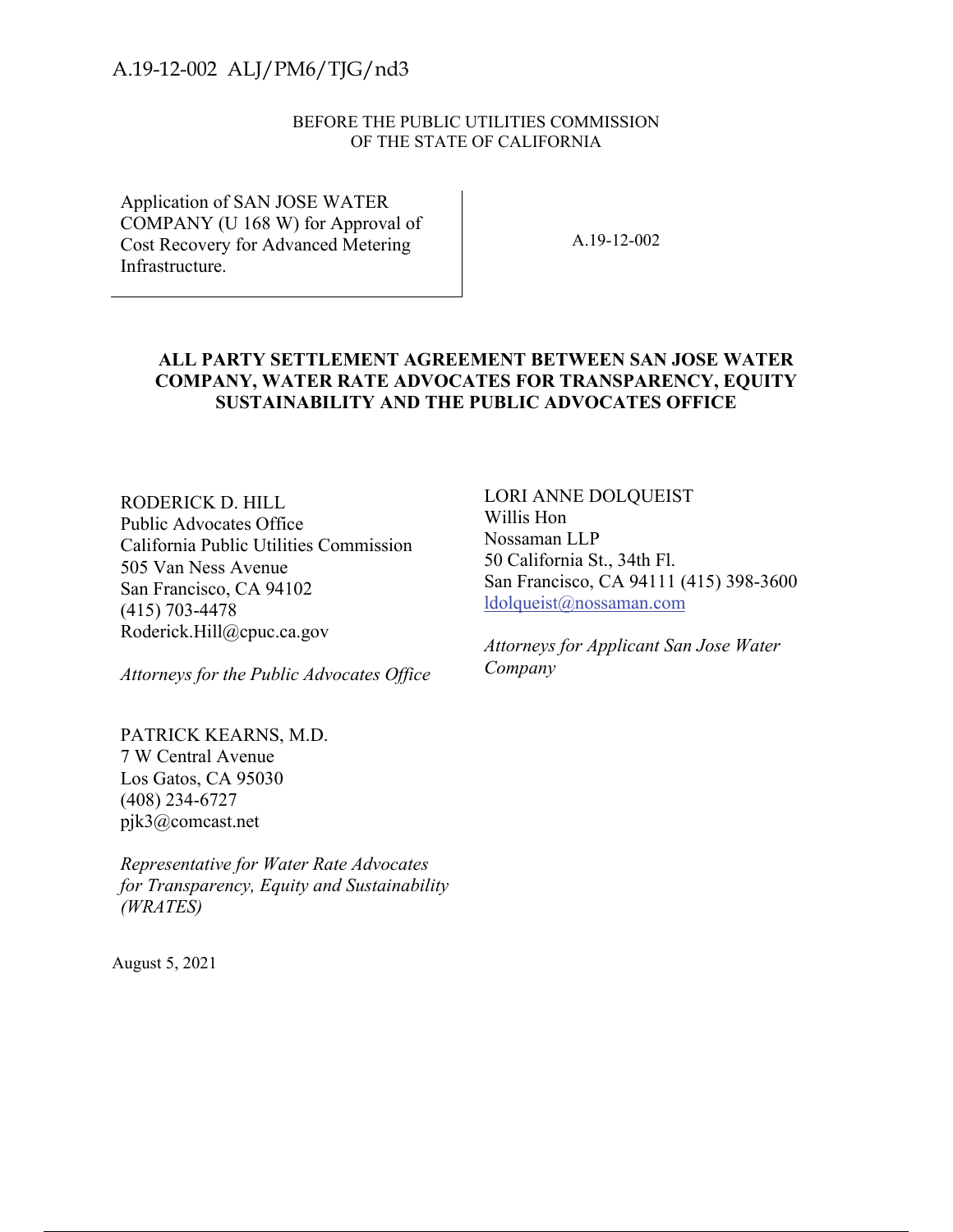A.19-12-002 ALJ/PM6/TJG/nd3

BEFORE THE PUBLIC UTILITIES COMMISSION
OF THE STATE OF CALIFORNIA

| | |
|---|---|
| Application of SAN JOSE WATER COMPANY (U 168 W) for Approval of Cost Recovery for Advanced Metering Infrastructure. | A.19-12-002 |

**ALL PARTY SETTLEMENT AGREEMENT BETWEEN SAN JOSE WATER COMPANY, WATER RATE ADVOCATES FOR TRANSPARENCY, EQUITY SUSTAINABILITY AND THE PUBLIC ADVOCATES OFFICE**

RODERICK D. HILL
Public Advocates Office
California Public Utilities Commission
505 Van Ness Avenue
San Francisco, CA 94102
(415) 703-4478
Roderick.Hill@cpuc.ca.gov

*Attorneys for the Public Advocates Office*

LORI ANNE DOLQUEIST
Willis Hon
Nossaman LLP
50 California St., 34th Fl.
San Francisco, CA 94111 (415) 398-3600
ldolqueist@nossaman.com

*Attorneys for Applicant San Jose Water Company*

PATRICK KEARNS, M.D.
7 W Central Avenue
Los Gatos, CA 95030
(408) 234-6727
pjk3@comcast.net

*Representative for Water Rate Advocates for Transparency, Equity and Sustainability (WRATES)*

August 5, 2021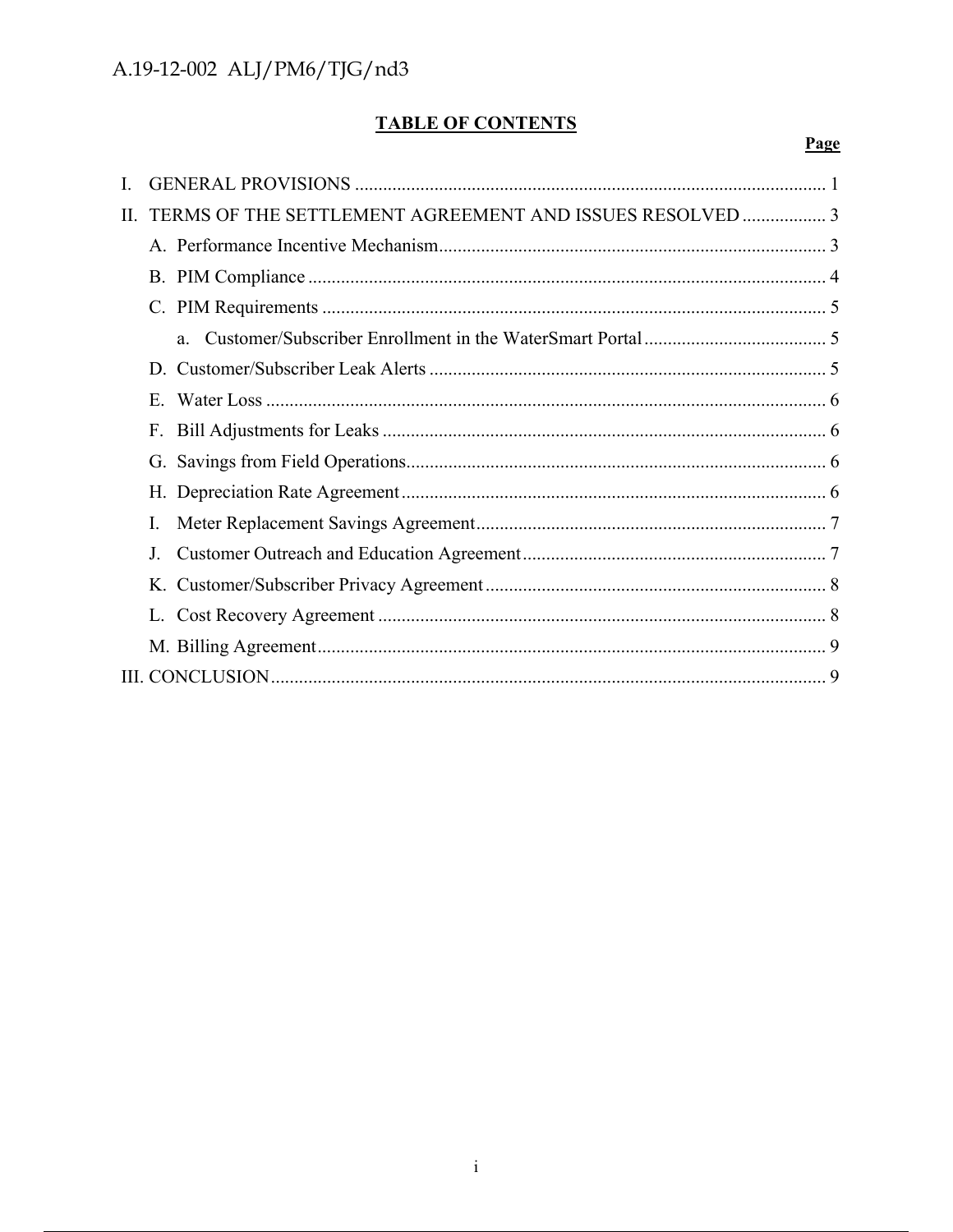## TABLE OF CONTENTS

| | Page |
|---|---|
| I. GENERAL PROVISIONS | 1 |
| II. TERMS OF THE SETTLEMENT AGREEMENT AND ISSUES RESOLVED | 3 |
| A. Performance Incentive Mechanism | 3 |
| B. PIM Compliance | 4 |
| C. PIM Requirements | 5 |
| a. Customer/Subscriber Enrollment in the WaterSmart Portal | 5 |
| D. Customer/Subscriber Leak Alerts | 5 |
| E. Water Loss | 6 |
| F. Bill Adjustments for Leaks | 6 |
| G. Savings from Field Operations | 6 |
| H. Depreciation Rate Agreement | 6 |
| I. Meter Replacement Savings Agreement | 7 |
| J. Customer Outreach and Education Agreement | 7 |
| K. Customer/Subscriber Privacy Agreement | 8 |
| L. Cost Recovery Agreement | 8 |
| M. Billing Agreement | 9 |
| III. CONCLUSION | 9 |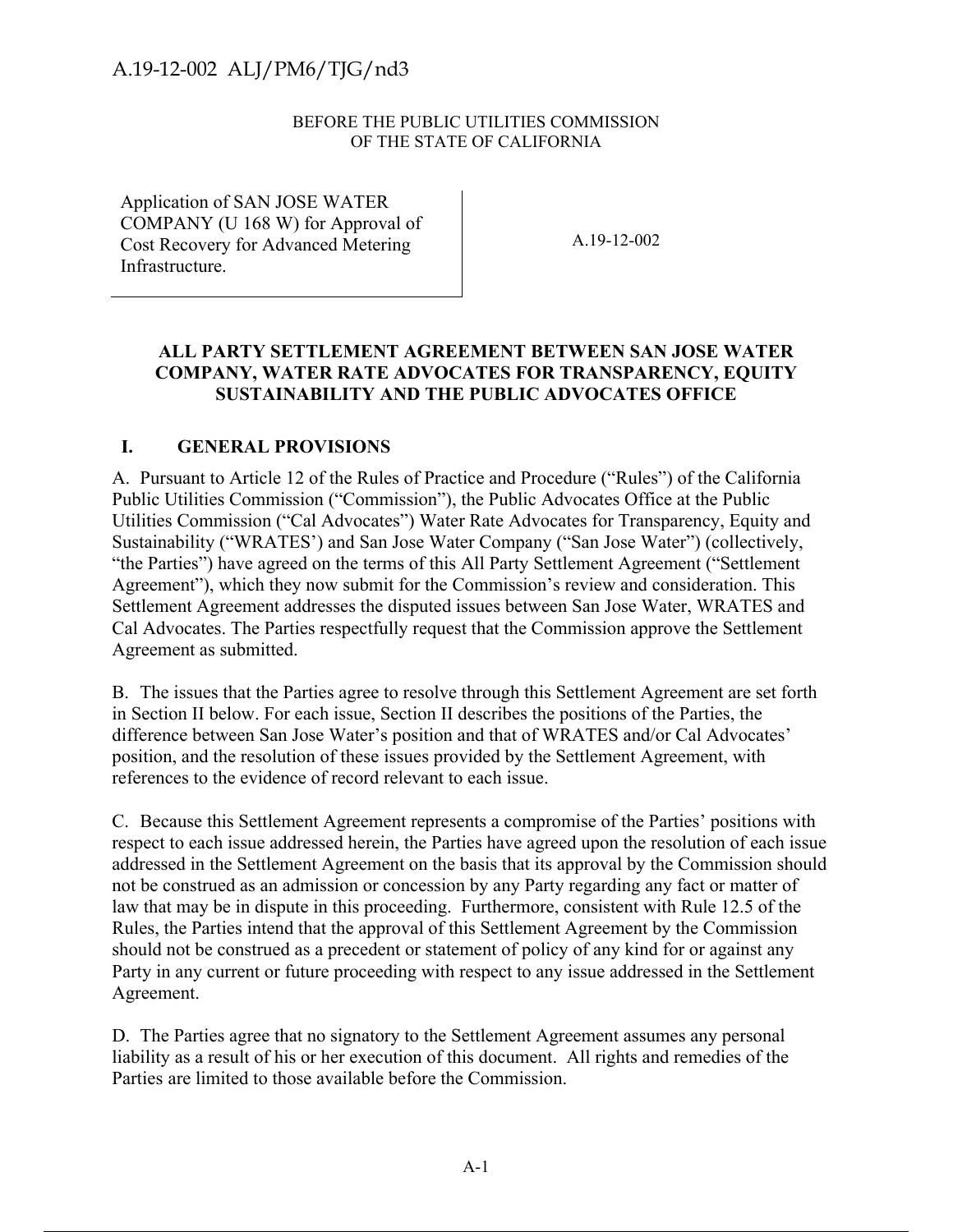BEFORE THE PUBLIC UTILITIES COMMISSION
OF THE STATE OF CALIFORNIA

| Application of SAN JOSE WATER COMPANY (U 168 W) for Approval of Cost Recovery for Advanced Metering Infrastructure. | A.19-12-002 |
|---|---|

**ALL PARTY SETTLEMENT AGREEMENT BETWEEN SAN JOSE WATER COMPANY, WATER RATE ADVOCATES FOR TRANSPARENCY, EQUITY SUSTAINABILITY AND THE PUBLIC ADVOCATES OFFICE**

## I. GENERAL PROVISIONS

A. Pursuant to Article 12 of the Rules of Practice and Procedure ("Rules") of the California Public Utilities Commission ("Commission"), the Public Advocates Office at the Public Utilities Commission ("Cal Advocates") Water Rate Advocates for Transparency, Equity and Sustainability ("WRATES') and San Jose Water Company ("San Jose Water") (collectively, "the Parties") have agreed on the terms of this All Party Settlement Agreement ("Settlement Agreement"), which they now submit for the Commission's review and consideration. This Settlement Agreement addresses the disputed issues between San Jose Water, WRATES and Cal Advocates. The Parties respectfully request that the Commission approve the Settlement Agreement as submitted.

B. The issues that the Parties agree to resolve through this Settlement Agreement are set forth in Section II below. For each issue, Section II describes the positions of the Parties, the difference between San Jose Water's position and that of WRATES and/or Cal Advocates' position, and the resolution of these issues provided by the Settlement Agreement, with references to the evidence of record relevant to each issue.

C. Because this Settlement Agreement represents a compromise of the Parties' positions with respect to each issue addressed herein, the Parties have agreed upon the resolution of each issue addressed in the Settlement Agreement on the basis that its approval by the Commission should not be construed as an admission or concession by any Party regarding any fact or matter of law that may be in dispute in this proceeding. Furthermore, consistent with Rule 12.5 of the Rules, the Parties intend that the approval of this Settlement Agreement by the Commission should not be construed as a precedent or statement of policy of any kind for or against any Party in any current or future proceeding with respect to any issue addressed in the Settlement Agreement.

D. The Parties agree that no signatory to the Settlement Agreement assumes any personal liability as a result of his or her execution of this document. All rights and remedies of the Parties are limited to those available before the Commission.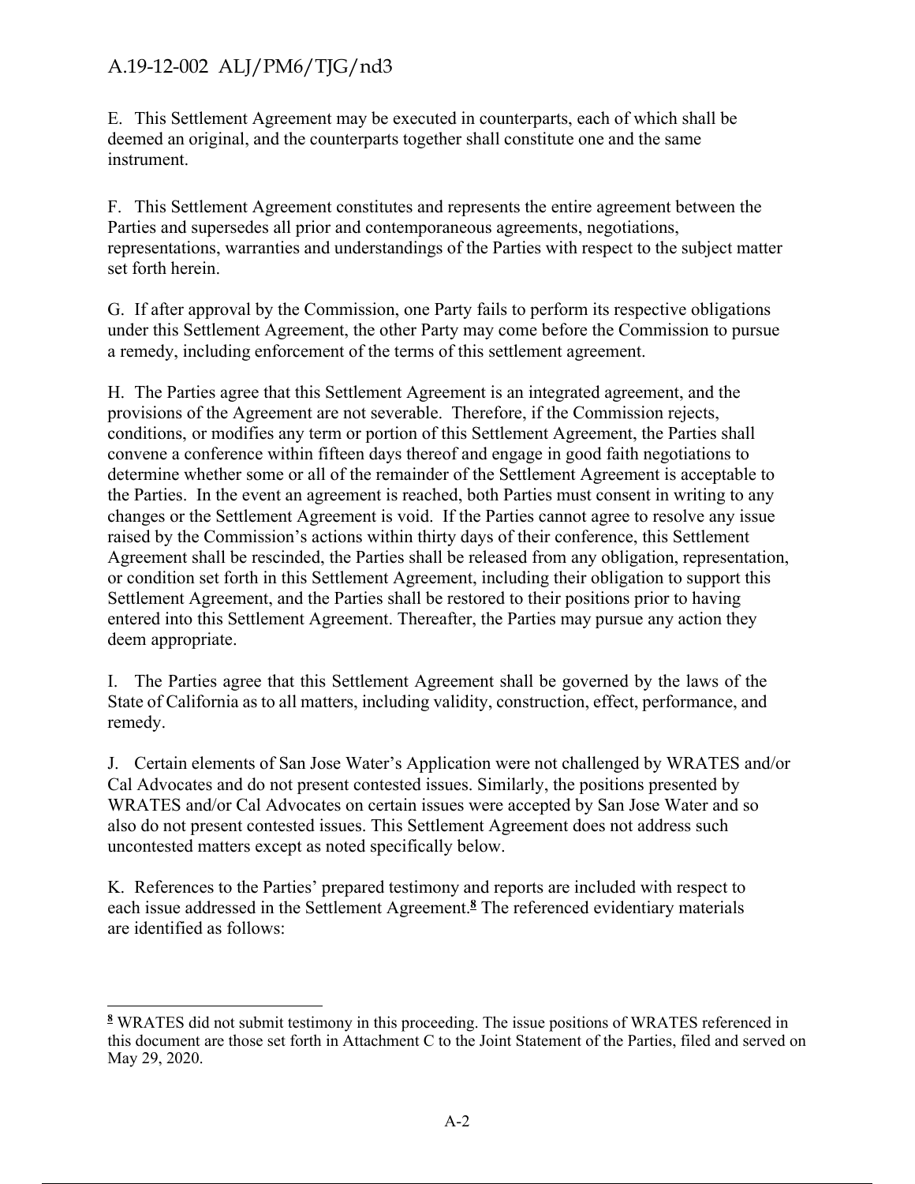E. This Settlement Agreement may be executed in counterparts, each of which shall be deemed an original, and the counterparts together shall constitute one and the same instrument.

F. This Settlement Agreement constitutes and represents the entire agreement between the Parties and supersedes all prior and contemporaneous agreements, negotiations, representations, warranties and understandings of the Parties with respect to the subject matter set forth herein.

G. If after approval by the Commission, one Party fails to perform its respective obligations under this Settlement Agreement, the other Party may come before the Commission to pursue a remedy, including enforcement of the terms of this settlement agreement.

H. The Parties agree that this Settlement Agreement is an integrated agreement, and the provisions of the Agreement are not severable. Therefore, if the Commission rejects, conditions, or modifies any term or portion of this Settlement Agreement, the Parties shall convene a conference within fifteen days thereof and engage in good faith negotiations to determine whether some or all of the remainder of the Settlement Agreement is acceptable to the Parties. In the event an agreement is reached, both Parties must consent in writing to any changes or the Settlement Agreement is void. If the Parties cannot agree to resolve any issue raised by the Commission's actions within thirty days of their conference, this Settlement Agreement shall be rescinded, the Parties shall be released from any obligation, representation, or condition set forth in this Settlement Agreement, including their obligation to support this Settlement Agreement, and the Parties shall be restored to their positions prior to having entered into this Settlement Agreement. Thereafter, the Parties may pursue any action they deem appropriate.

I. The Parties agree that this Settlement Agreement shall be governed by the laws of the State of California as to all matters, including validity, construction, effect, performance, and remedy.

J. Certain elements of San Jose Water's Application were not challenged by WRATES and/or Cal Advocates and do not present contested issues. Similarly, the positions presented by WRATES and/or Cal Advocates on certain issues were accepted by San Jose Water and so also do not present contested issues. This Settlement Agreement does not address such uncontested matters except as noted specifically below.

K. References to the Parties' prepared testimony and reports are included with respect to each issue addressed in the Settlement Agreement.[8] The referenced evidentiary materials are identified as follows:

---

[8] WRATES did not submit testimony in this proceeding. The issue positions of WRATES referenced in this document are those set forth in Attachment C to the Joint Statement of the Parties, filed and served on May 29, 2020.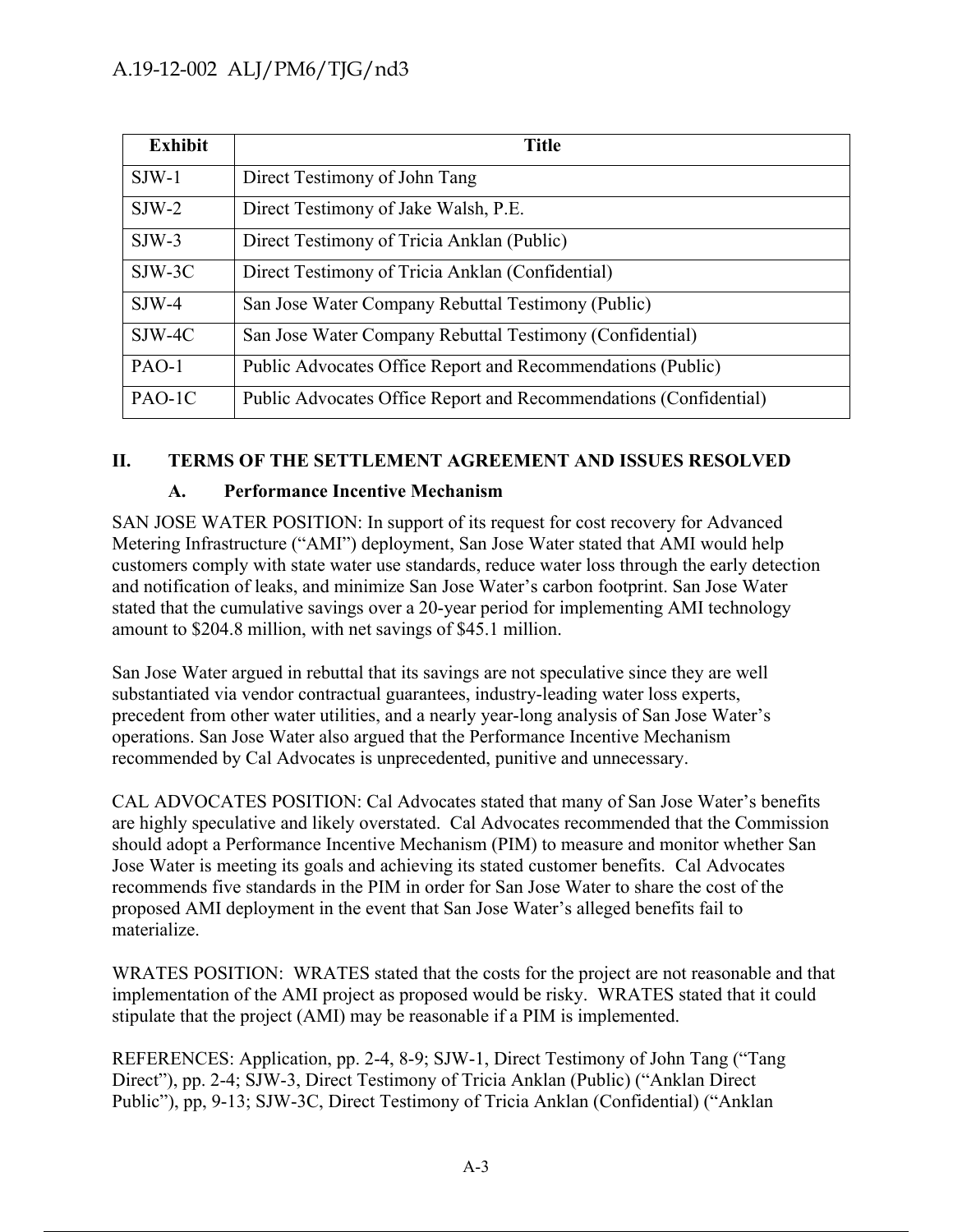| Exhibit | Title |
|---|---|
| SJW-1 | Direct Testimony of John Tang |
| SJW-2 | Direct Testimony of Jake Walsh, P.E. |
| SJW-3 | Direct Testimony of Tricia Anklan (Public) |
| SJW-3C | Direct Testimony of Tricia Anklan (Confidential) |
| SJW-4 | San Jose Water Company Rebuttal Testimony (Public) |
| SJW-4C | San Jose Water Company Rebuttal Testimony (Confidential) |
| PAO-1 | Public Advocates Office Report and Recommendations (Public) |
| PAO-1C | Public Advocates Office Report and Recommendations (Confidential) |

## II. TERMS OF THE SETTLEMENT AGREEMENT AND ISSUES RESOLVED

### A. Performance Incentive Mechanism

SAN JOSE WATER POSITION: In support of its request for cost recovery for Advanced Metering Infrastructure ("AMI") deployment, San Jose Water stated that AMI would help customers comply with state water use standards, reduce water loss through the early detection and notification of leaks, and minimize San Jose Water's carbon footprint. San Jose Water stated that the cumulative savings over a 20-year period for implementing AMI technology amount to $204.8 million, with net savings of $45.1 million.

San Jose Water argued in rebuttal that its savings are not speculative since they are well substantiated via vendor contractual guarantees, industry-leading water loss experts, precedent from other water utilities, and a nearly year-long analysis of San Jose Water's operations. San Jose Water also argued that the Performance Incentive Mechanism recommended by Cal Advocates is unprecedented, punitive and unnecessary.

CAL ADVOCATES POSITION: Cal Advocates stated that many of San Jose Water's benefits are highly speculative and likely overstated. Cal Advocates recommended that the Commission should adopt a Performance Incentive Mechanism (PIM) to measure and monitor whether San Jose Water is meeting its goals and achieving its stated customer benefits. Cal Advocates recommends five standards in the PIM in order for San Jose Water to share the cost of the proposed AMI deployment in the event that San Jose Water's alleged benefits fail to materialize.

WRATES POSITION: WRATES stated that the costs for the project are not reasonable and that implementation of the AMI project as proposed would be risky. WRATES stated that it could stipulate that the project (AMI) may be reasonable if a PIM is implemented.

REFERENCES: Application, pp. 2-4, 8-9; SJW-1, Direct Testimony of John Tang ("Tang Direct"), pp. 2-4; SJW-3, Direct Testimony of Tricia Anklan (Public) ("Anklan Direct Public"), pp, 9-13; SJW-3C, Direct Testimony of Tricia Anklan (Confidential) ("Anklan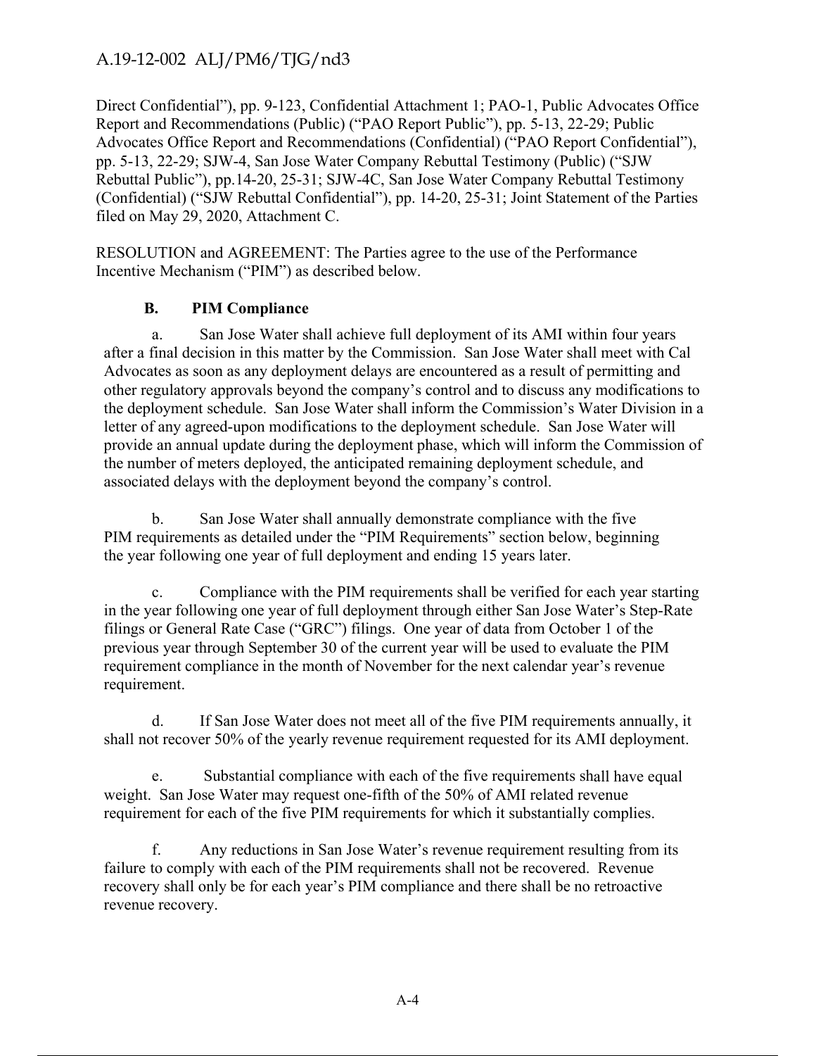Direct Confidential"), pp. 9-123, Confidential Attachment 1; PAO-1, Public Advocates Office Report and Recommendations (Public) ("PAO Report Public"), pp. 5-13, 22-29; Public Advocates Office Report and Recommendations (Confidential) ("PAO Report Confidential"), pp. 5-13, 22-29; SJW-4, San Jose Water Company Rebuttal Testimony (Public) ("SJW Rebuttal Public"), pp.14-20, 25-31; SJW-4C, San Jose Water Company Rebuttal Testimony (Confidential) ("SJW Rebuttal Confidential"), pp. 14-20, 25-31; Joint Statement of the Parties filed on May 29, 2020, Attachment C.

RESOLUTION and AGREEMENT: The Parties agree to the use of the Performance Incentive Mechanism ("PIM") as described below.

### B. PIM Compliance

a. San Jose Water shall achieve full deployment of its AMI within four years after a final decision in this matter by the Commission. San Jose Water shall meet with Cal Advocates as soon as any deployment delays are encountered as a result of permitting and other regulatory approvals beyond the company's control and to discuss any modifications to the deployment schedule. San Jose Water shall inform the Commission's Water Division in a letter of any agreed-upon modifications to the deployment schedule. San Jose Water will provide an annual update during the deployment phase, which will inform the Commission of the number of meters deployed, the anticipated remaining deployment schedule, and associated delays with the deployment beyond the company's control.

b. San Jose Water shall annually demonstrate compliance with the five PIM requirements as detailed under the "PIM Requirements" section below, beginning the year following one year of full deployment and ending 15 years later.

c. Compliance with the PIM requirements shall be verified for each year starting in the year following one year of full deployment through either San Jose Water's Step-Rate filings or General Rate Case ("GRC") filings. One year of data from October 1 of the previous year through September 30 of the current year will be used to evaluate the PIM requirement compliance in the month of November for the next calendar year's revenue requirement.

d. If San Jose Water does not meet all of the five PIM requirements annually, it shall not recover 50% of the yearly revenue requirement requested for its AMI deployment.

e. Substantial compliance with each of the five requirements shall have equal weight. San Jose Water may request one-fifth of the 50% of AMI related revenue requirement for each of the five PIM requirements for which it substantially complies.

f. Any reductions in San Jose Water's revenue requirement resulting from its failure to comply with each of the PIM requirements shall not be recovered. Revenue recovery shall only be for each year's PIM compliance and there shall be no retroactive revenue recovery.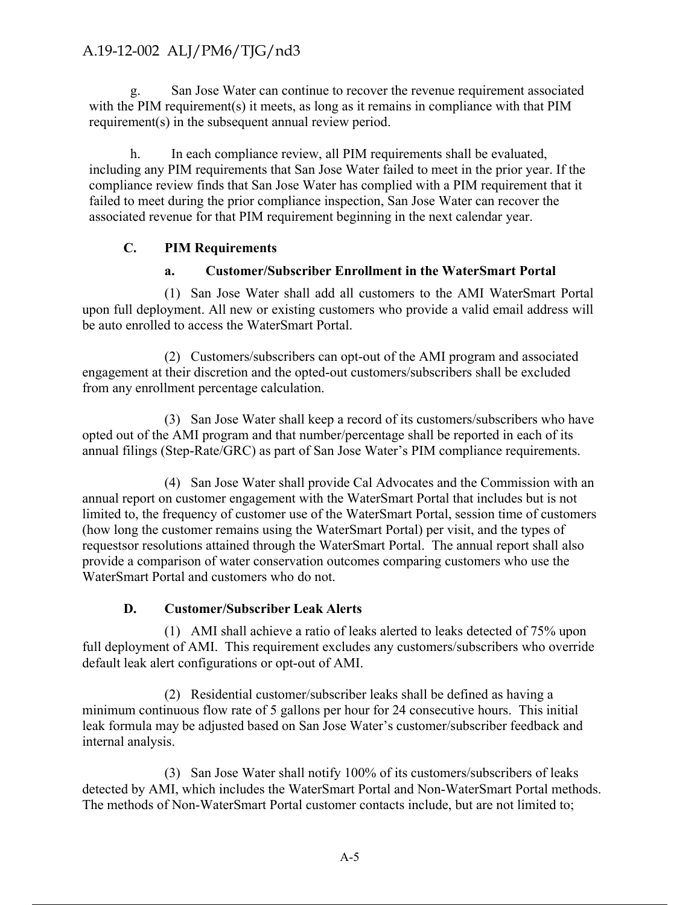g. San Jose Water can continue to recover the revenue requirement associated with the PIM requirement(s) it meets, as long as it remains in compliance with that PIM requirement(s) in the subsequent annual review period.

h. In each compliance review, all PIM requirements shall be evaluated, including any PIM requirements that San Jose Water failed to meet in the prior year. If the compliance review finds that San Jose Water has complied with a PIM requirement that it failed to meet during the prior compliance inspection, San Jose Water can recover the associated revenue for that PIM requirement beginning in the next calendar year.

### C. PIM Requirements

#### a. Customer/Subscriber Enrollment in the WaterSmart Portal

(1) San Jose Water shall add all customers to the AMI WaterSmart Portal upon full deployment. All new or existing customers who provide a valid email address will be auto enrolled to access the WaterSmart Portal.

(2) Customers/subscribers can opt-out of the AMI program and associated engagement at their discretion and the opted-out customers/subscribers shall be excluded from any enrollment percentage calculation.

(3) San Jose Water shall keep a record of its customers/subscribers who have opted out of the AMI program and that number/percentage shall be reported in each of its annual filings (Step-Rate/GRC) as part of San Jose Water's PIM compliance requirements.

(4) San Jose Water shall provide Cal Advocates and the Commission with an annual report on customer engagement with the WaterSmart Portal that includes but is not limited to, the frequency of customer use of the WaterSmart Portal, session time of customers (how long the customer remains using the WaterSmart Portal) per visit, and the types of requestsor resolutions attained through the WaterSmart Portal. The annual report shall also provide a comparison of water conservation outcomes comparing customers who use the WaterSmart Portal and customers who do not.

### D. Customer/Subscriber Leak Alerts

(1) AMI shall achieve a ratio of leaks alerted to leaks detected of 75% upon full deployment of AMI. This requirement excludes any customers/subscribers who override default leak alert configurations or opt-out of AMI.

(2) Residential customer/subscriber leaks shall be defined as having a minimum continuous flow rate of 5 gallons per hour for 24 consecutive hours. This initial leak formula may be adjusted based on San Jose Water's customer/subscriber feedback and internal analysis.

(3) San Jose Water shall notify 100% of its customers/subscribers of leaks detected by AMI, which includes the WaterSmart Portal and Non-WaterSmart Portal methods. The methods of Non-WaterSmart Portal customer contacts include, but are not limited to;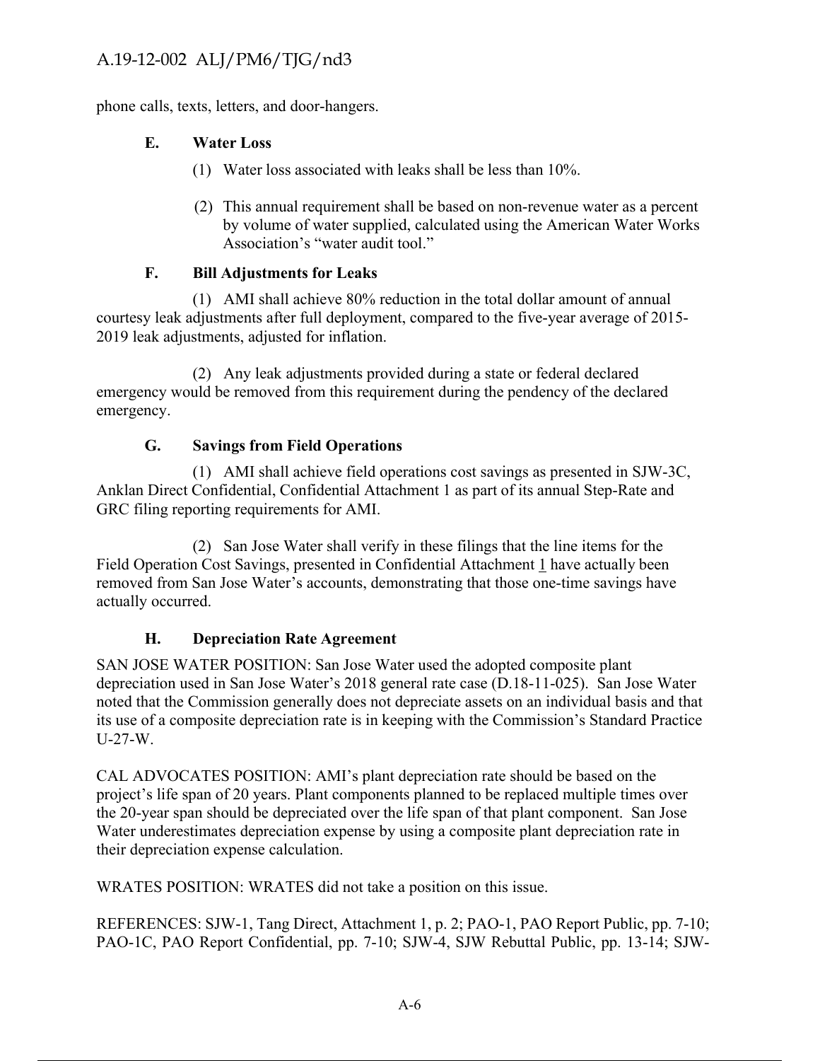phone calls, texts, letters, and door-hangers.

### E. Water Loss

(1) Water loss associated with leaks shall be less than 10%.

(2) This annual requirement shall be based on non-revenue water as a percent by volume of water supplied, calculated using the American Water Works Association's "water audit tool."

### F. Bill Adjustments for Leaks

(1) AMI shall achieve 80% reduction in the total dollar amount of annual courtesy leak adjustments after full deployment, compared to the five-year average of 2015-2019 leak adjustments, adjusted for inflation.

(2) Any leak adjustments provided during a state or federal declared emergency would be removed from this requirement during the pendency of the declared emergency.

### G. Savings from Field Operations

(1) AMI shall achieve field operations cost savings as presented in SJW-3C, Anklan Direct Confidential, Confidential Attachment 1 as part of its annual Step-Rate and GRC filing reporting requirements for AMI.

(2) San Jose Water shall verify in these filings that the line items for the Field Operation Cost Savings, presented in Confidential Attachment 1 have actually been removed from San Jose Water's accounts, demonstrating that those one-time savings have actually occurred.

### H. Depreciation Rate Agreement

SAN JOSE WATER POSITION: San Jose Water used the adopted composite plant depreciation used in San Jose Water's 2018 general rate case (D.18-11-025). San Jose Water noted that the Commission generally does not depreciate assets on an individual basis and that its use of a composite depreciation rate is in keeping with the Commission's Standard Practice U-27-W.

CAL ADVOCATES POSITION: AMI's plant depreciation rate should be based on the project's life span of 20 years. Plant components planned to be replaced multiple times over the 20-year span should be depreciated over the life span of that plant component. San Jose Water underestimates depreciation expense by using a composite plant depreciation rate in their depreciation expense calculation.

WRATES POSITION: WRATES did not take a position on this issue.

REFERENCES: SJW-1, Tang Direct, Attachment 1, p. 2; PAO-1, PAO Report Public, pp. 7-10; PAO-1C, PAO Report Confidential, pp. 7-10; SJW-4, SJW Rebuttal Public, pp. 13-14; SJW-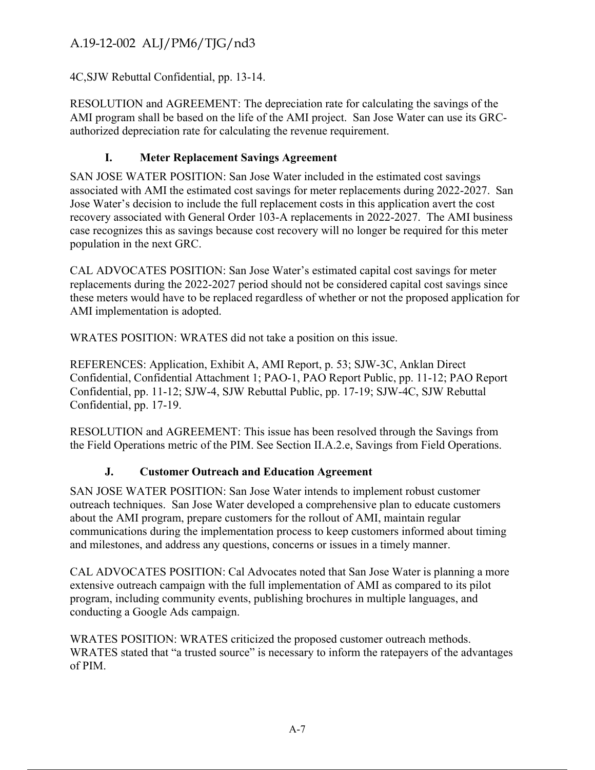4C,SJW Rebuttal Confidential, pp. 13-14.

RESOLUTION and AGREEMENT: The depreciation rate for calculating the savings of the AMI program shall be based on the life of the AMI project. San Jose Water can use its GRC-authorized depreciation rate for calculating the revenue requirement.

### I. Meter Replacement Savings Agreement

SAN JOSE WATER POSITION: San Jose Water included in the estimated cost savings associated with AMI the estimated cost savings for meter replacements during 2022-2027. San Jose Water's decision to include the full replacement costs in this application avert the cost recovery associated with General Order 103-A replacements in 2022-2027. The AMI business case recognizes this as savings because cost recovery will no longer be required for this meter population in the next GRC.

CAL ADVOCATES POSITION: San Jose Water's estimated capital cost savings for meter replacements during the 2022-2027 period should not be considered capital cost savings since these meters would have to be replaced regardless of whether or not the proposed application for AMI implementation is adopted.

WRATES POSITION: WRATES did not take a position on this issue.

REFERENCES: Application, Exhibit A, AMI Report, p. 53; SJW-3C, Anklan Direct Confidential, Confidential Attachment 1; PAO-1, PAO Report Public, pp. 11-12; PAO Report Confidential, pp. 11-12; SJW-4, SJW Rebuttal Public, pp. 17-19; SJW-4C, SJW Rebuttal Confidential, pp. 17-19.

RESOLUTION and AGREEMENT: This issue has been resolved through the Savings from the Field Operations metric of the PIM. See Section II.A.2.e, Savings from Field Operations.

### J. Customer Outreach and Education Agreement

SAN JOSE WATER POSITION: San Jose Water intends to implement robust customer outreach techniques. San Jose Water developed a comprehensive plan to educate customers about the AMI program, prepare customers for the rollout of AMI, maintain regular communications during the implementation process to keep customers informed about timing and milestones, and address any questions, concerns or issues in a timely manner.

CAL ADVOCATES POSITION: Cal Advocates noted that San Jose Water is planning a more extensive outreach campaign with the full implementation of AMI as compared to its pilot program, including community events, publishing brochures in multiple languages, and conducting a Google Ads campaign.

WRATES POSITION: WRATES criticized the proposed customer outreach methods. WRATES stated that "a trusted source" is necessary to inform the ratepayers of the advantages of PIM.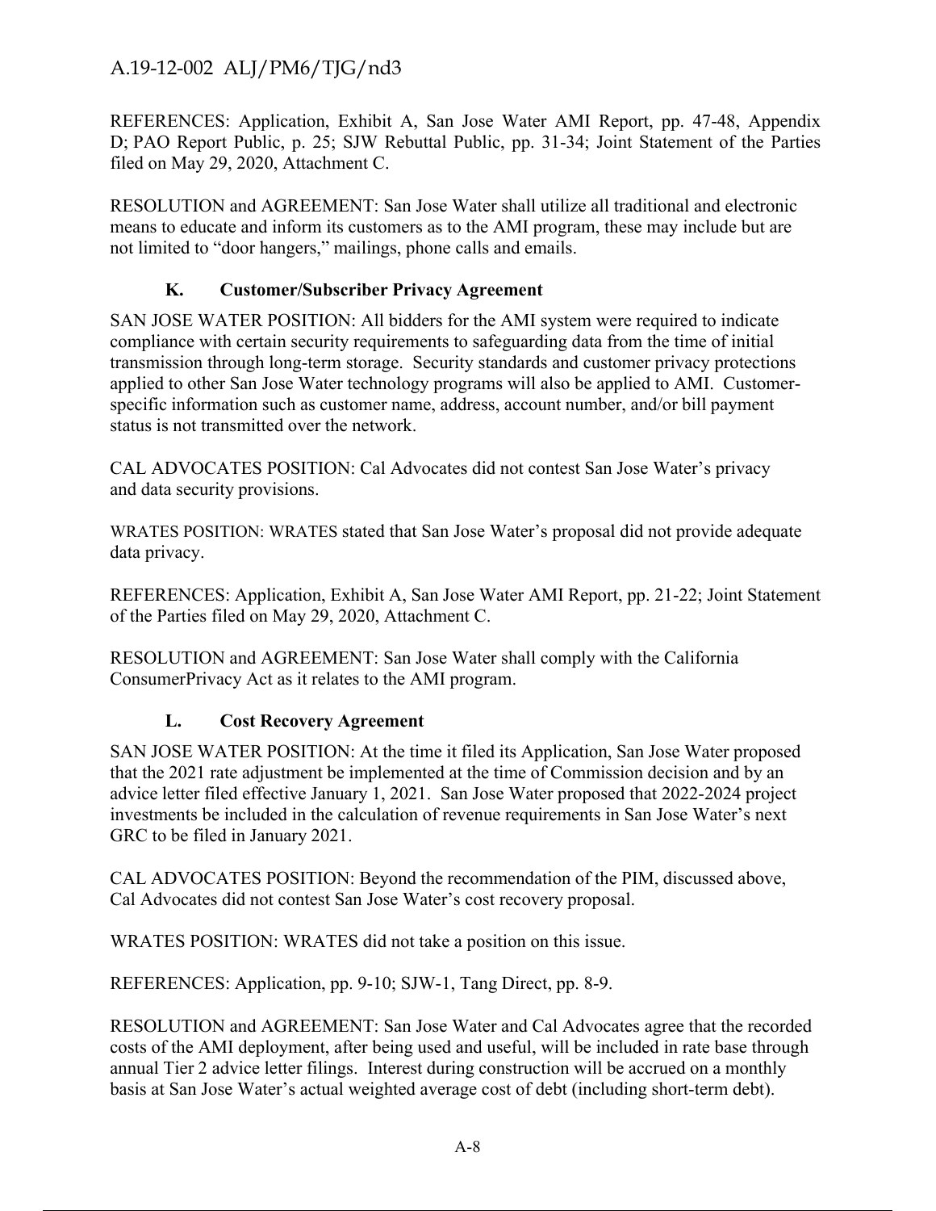REFERENCES: Application, Exhibit A, San Jose Water AMI Report, pp. 47-48, Appendix D; PAO Report Public, p. 25; SJW Rebuttal Public, pp. 31-34; Joint Statement of the Parties filed on May 29, 2020, Attachment C.

RESOLUTION and AGREEMENT: San Jose Water shall utilize all traditional and electronic means to educate and inform its customers as to the AMI program, these may include but are not limited to "door hangers," mailings, phone calls and emails.

### K. Customer/Subscriber Privacy Agreement

SAN JOSE WATER POSITION: All bidders for the AMI system were required to indicate compliance with certain security requirements to safeguarding data from the time of initial transmission through long-term storage. Security standards and customer privacy protections applied to other San Jose Water technology programs will also be applied to AMI. Customer-specific information such as customer name, address, account number, and/or bill payment status is not transmitted over the network.

CAL ADVOCATES POSITION: Cal Advocates did not contest San Jose Water's privacy and data security provisions.

WRATES POSITION: WRATES stated that San Jose Water's proposal did not provide adequate data privacy.

REFERENCES: Application, Exhibit A, San Jose Water AMI Report, pp. 21-22; Joint Statement of the Parties filed on May 29, 2020, Attachment C.

RESOLUTION and AGREEMENT: San Jose Water shall comply with the California ConsumerPrivacy Act as it relates to the AMI program.

### L. Cost Recovery Agreement

SAN JOSE WATER POSITION: At the time it filed its Application, San Jose Water proposed that the 2021 rate adjustment be implemented at the time of Commission decision and by an advice letter filed effective January 1, 2021. San Jose Water proposed that 2022-2024 project investments be included in the calculation of revenue requirements in San Jose Water's next GRC to be filed in January 2021.

CAL ADVOCATES POSITION: Beyond the recommendation of the PIM, discussed above, Cal Advocates did not contest San Jose Water's cost recovery proposal.

WRATES POSITION: WRATES did not take a position on this issue.

REFERENCES: Application, pp. 9-10; SJW-1, Tang Direct, pp. 8-9.

RESOLUTION and AGREEMENT: San Jose Water and Cal Advocates agree that the recorded costs of the AMI deployment, after being used and useful, will be included in rate base through annual Tier 2 advice letter filings. Interest during construction will be accrued on a monthly basis at San Jose Water's actual weighted average cost of debt (including short-term debt).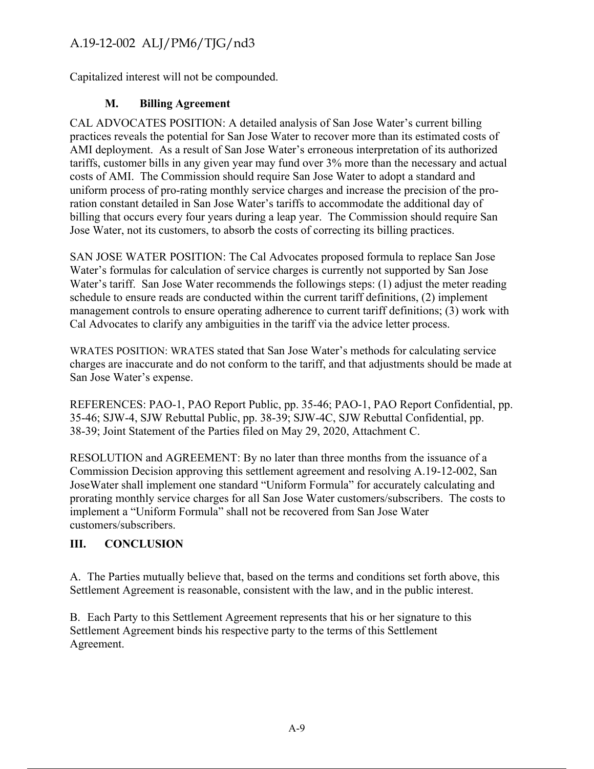Capitalized interest will not be compounded.

### M. Billing Agreement

CAL ADVOCATES POSITION: A detailed analysis of San Jose Water's current billing practices reveals the potential for San Jose Water to recover more than its estimated costs of AMI deployment. As a result of San Jose Water's erroneous interpretation of its authorized tariffs, customer bills in any given year may fund over 3% more than the necessary and actual costs of AMI. The Commission should require San Jose Water to adopt a standard and uniform process of pro-rating monthly service charges and increase the precision of the pro-ration constant detailed in San Jose Water's tariffs to accommodate the additional day of billing that occurs every four years during a leap year. The Commission should require San Jose Water, not its customers, to absorb the costs of correcting its billing practices.

SAN JOSE WATER POSITION: The Cal Advocates proposed formula to replace San Jose Water's formulas for calculation of service charges is currently not supported by San Jose Water's tariff. San Jose Water recommends the followings steps: (1) adjust the meter reading schedule to ensure reads are conducted within the current tariff definitions, (2) implement management controls to ensure operating adherence to current tariff definitions; (3) work with Cal Advocates to clarify any ambiguities in the tariff via the advice letter process.

WRATES POSITION: WRATES stated that San Jose Water's methods for calculating service charges are inaccurate and do not conform to the tariff, and that adjustments should be made at San Jose Water's expense.

REFERENCES: PAO-1, PAO Report Public, pp. 35-46; PAO-1, PAO Report Confidential, pp. 35-46; SJW-4, SJW Rebuttal Public, pp. 38-39; SJW-4C, SJW Rebuttal Confidential, pp. 38-39; Joint Statement of the Parties filed on May 29, 2020, Attachment C.

RESOLUTION and AGREEMENT: By no later than three months from the issuance of a Commission Decision approving this settlement agreement and resolving A.19-12-002, San JoseWater shall implement one standard "Uniform Formula" for accurately calculating and prorating monthly service charges for all San Jose Water customers/subscribers. The costs to implement a "Uniform Formula" shall not be recovered from San Jose Water customers/subscribers.

## III. CONCLUSION

A. The Parties mutually believe that, based on the terms and conditions set forth above, this Settlement Agreement is reasonable, consistent with the law, and in the public interest.

B. Each Party to this Settlement Agreement represents that his or her signature to this Settlement Agreement binds his respective party to the terms of this Settlement Agreement.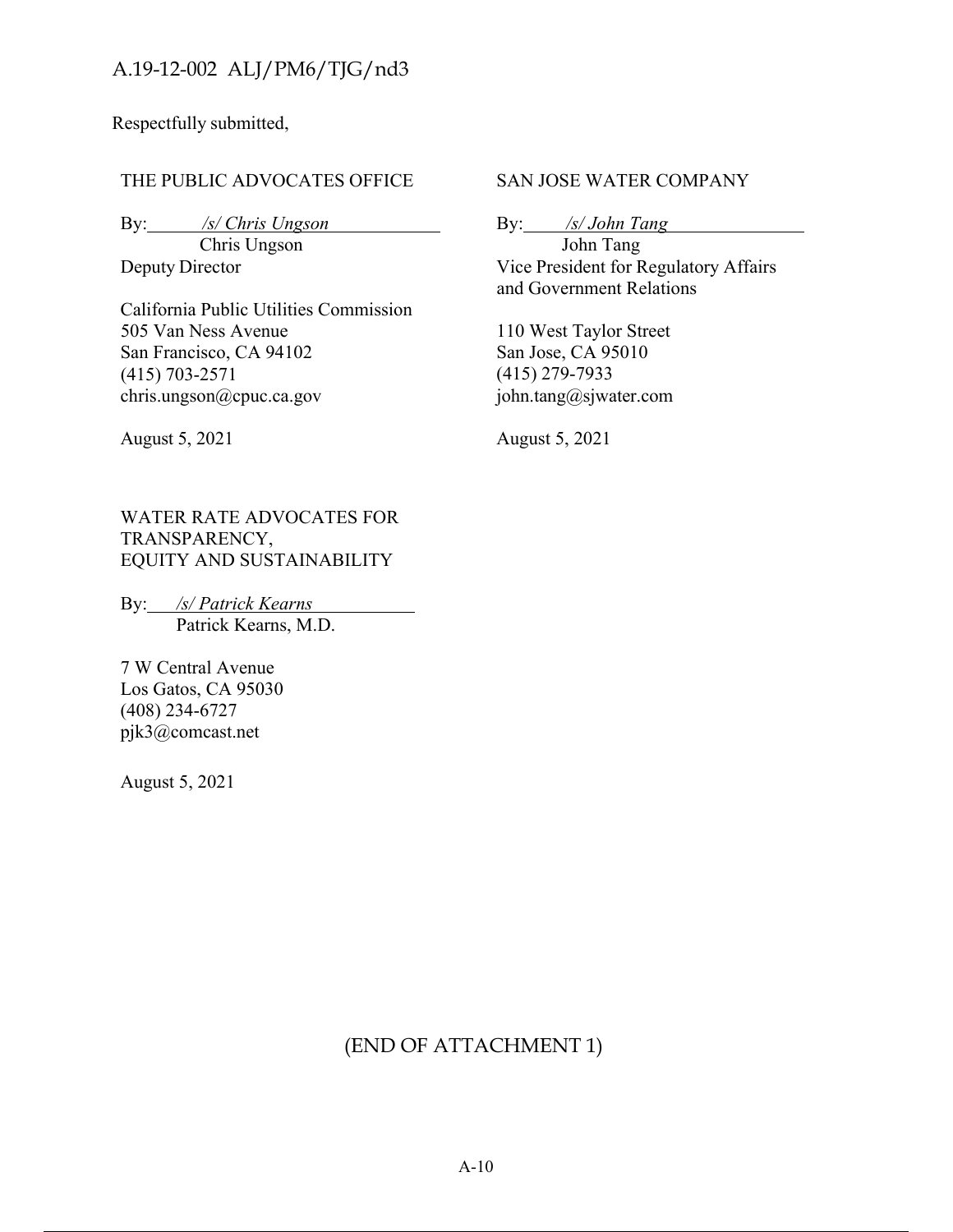Respectfully submitted,

THE PUBLIC ADVOCATES OFFICE

By: */s/ Chris Ungson*
Chris Ungson
Deputy Director

California Public Utilities Commission
505 Van Ness Avenue
San Francisco, CA 94102
(415) 703-2571
chris.ungson@cpuc.ca.gov

August 5, 2021

SAN JOSE WATER COMPANY

By: */s/ John Tang*
John Tang
Vice President for Regulatory Affairs and Government Relations

110 West Taylor Street
San Jose, CA 95010
(415) 279-7933
john.tang@sjwater.com

August 5, 2021

WATER RATE ADVOCATES FOR TRANSPARENCY, EQUITY AND SUSTAINABILITY

By: */s/ Patrick Kearns*
Patrick Kearns, M.D.

7 W Central Avenue
Los Gatos, CA 95030
(408) 234-6727
pjk3@comcast.net

August 5, 2021

(END OF ATTACHMENT 1)